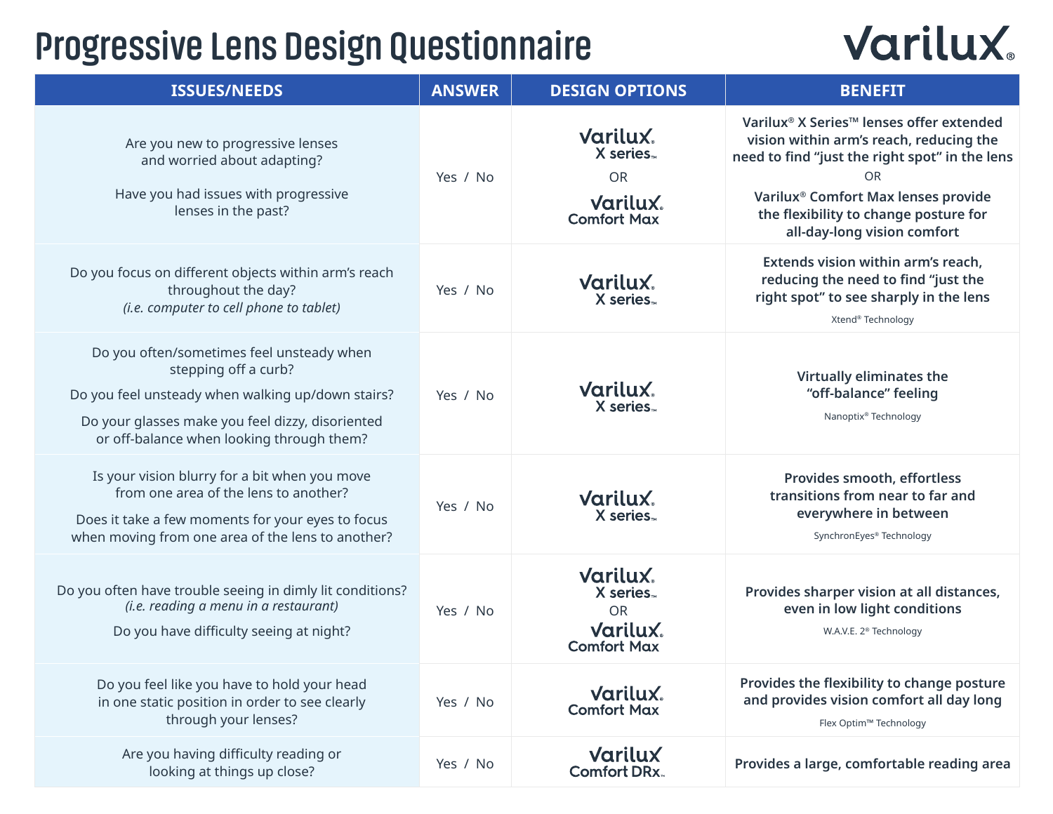# Progressive Lens Design Questionnaire

Varilux®

| ISSUES/NEEDS | ANSWER | DESIGN OPTIONS | BENEFIT |
|---|---|---|---|
| Are you new to progressive lenses and worried about adapting?<br><br>Have you had issues with progressive lenses in the past? | Yes / No | Varilux® X series™<br>OR<br>Varilux® Comfort Max | **Varilux® X Series™ lenses offer extended vision within arm's reach, reducing the need to find "just the right spot" in the lens**<br>OR<br>**Varilux® Comfort Max lenses provide the flexibility to change posture for all-day-long vision comfort** |
| Do you focus on different objects within arm's reach throughout the day? *(i.e. computer to cell phone to tablet)* | Yes / No | Varilux® X series™ | **Extends vision within arm's reach, reducing the need to find "just the right spot" to see sharply in the lens**<br>Xtend® Technology |
| Do you often/sometimes feel unsteady when stepping off a curb?<br><br>Do you feel unsteady when walking up/down stairs?<br><br>Do your glasses make you feel dizzy, disoriented or off-balance when looking through them? | Yes / No | Varilux® X series™ | **Virtually eliminates the "off-balance" feeling**<br>Nanoptix® Technology |
| Is your vision blurry for a bit when you move from one area of the lens to another?<br><br>Does it take a few moments for your eyes to focus when moving from one area of the lens to another? | Yes / No | Varilux® X series™ | **Provides smooth, effortless transitions from near to far and everywhere in between**<br>SynchronEyes® Technology |
| Do you often have trouble seeing in dimly lit conditions? *(i.e. reading a menu in a restaurant)*<br><br>Do you have difficulty seeing at night? | Yes / No | Varilux® X series™<br>OR<br>Varilux® Comfort Max | **Provides sharper vision at all distances, even in low light conditions**<br>W.A.V.E. 2® Technology |
| Do you feel like you have to hold your head in one static position in order to see clearly through your lenses? | Yes / No | Varilux® Comfort Max | **Provides the flexibility to change posture and provides vision comfort all day long**<br>Flex Optim™ Technology |
| Are you having difficulty reading or looking at things up close? | Yes / No | Varilux Comfort DRx™ | **Provides a large, comfortable reading area** |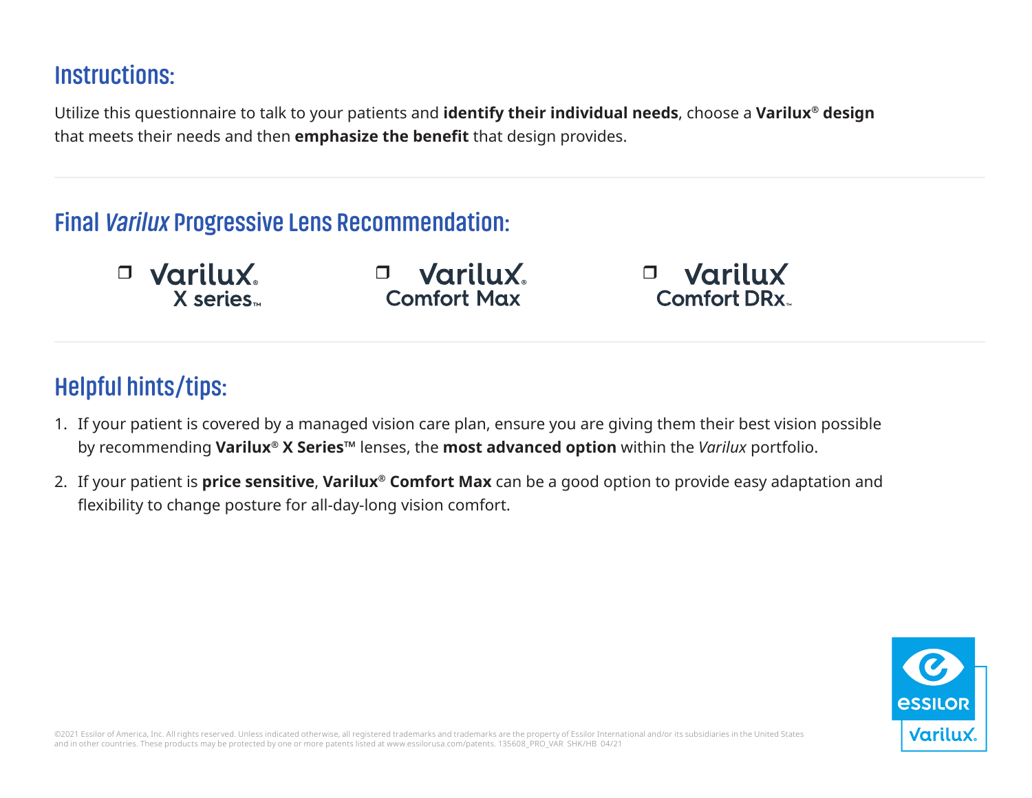## Instructions:

Utilize this questionnaire to talk to your patients and **identify their individual needs**, choose a **Varilux® design** that meets their needs and then **emphasize the benefit** that design provides.

## Final *Varilux* Progressive Lens Recommendation:

❒ Varilux® X series™

❒ Varilux® Comfort Max

❒ Varilux Comfort DRx™

## Helpful hints/tips:

1. If your patient is covered by a managed vision care plan, ensure you are giving them their best vision possible by recommending **Varilux® X Series™** lenses, the **most advanced option** within the *Varilux* portfolio.
2. If your patient is **price sensitive**, **Varilux® Comfort Max** can be a good option to provide easy adaptation and flexibility to change posture for all-day-long vision comfort.

©2021 Essilor of America, Inc. All rights reserved. Unless indicated otherwise, all registered trademarks and trademarks are the property of Essilor International and/or its subsidiaries in the United States and in other countries. These products may be protected by one or more patents listed at www.essilorusa.com/patents. 135608_PRO_VAR SHK/HB 04/21

essilor
Varilux®